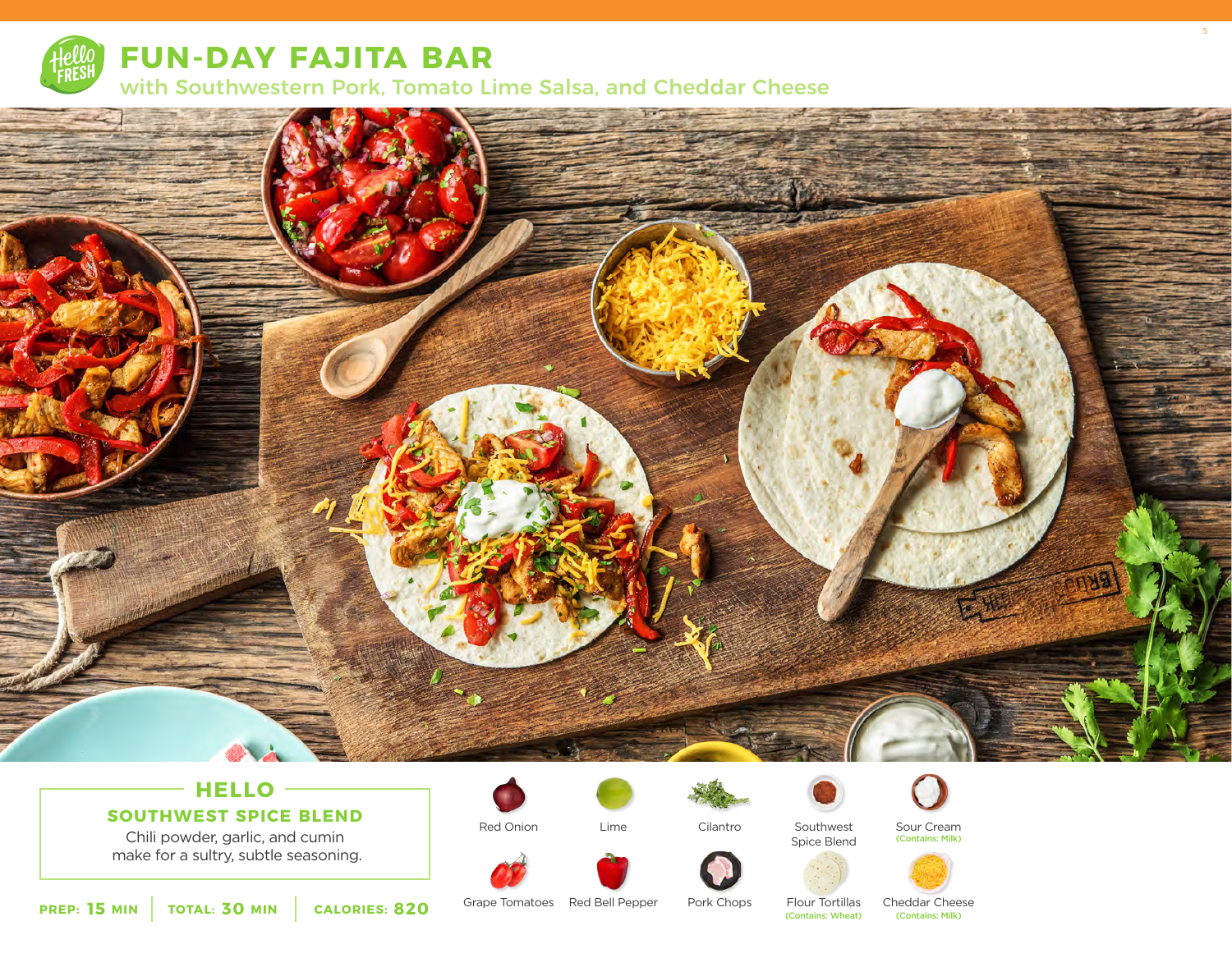# FUN-DAY FAJITA BAR

## with Southwestern Pork, Tomato Lime Salsa, and Cheddar Cheese

### HELLO

**SOUTHWEST SPICE BLEND**

Chili powder, garlic, and cumin make for a sultry, subtle seasoning.

**PREP: 15 MIN** | **TOTAL: 30 MIN** | **CALORIES: 820**

- Red Onion
- Lime
- Cilantro
- Southwest Spice Blend
- Sour Cream (Contains: Milk)
- Grape Tomatoes
- Red Bell Pepper
- Pork Chops
- Flour Tortillas (Contains: Wheat)
- Cheddar Cheese (Contains: Milk)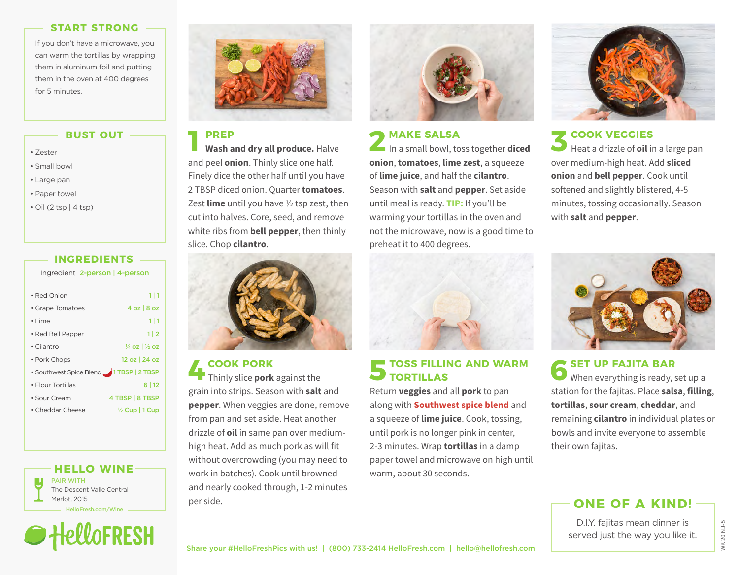## START STRONG

If you don't have a microwave, you can warm the tortillas by wrapping them in aluminum foil and putting them in the oven at 400 degrees for 5 minutes.

## BUST OUT

- Zester
- Small bowl
- Large pan
- Paper towel
- Oil (2 tsp | 4 tsp)

## INGREDIENTS

| Ingredient | 2-person \| 4-person |
|---|---|
| Red Onion | 1 \| 1 |
| Grape Tomatoes | 4 oz \| 8 oz |
| Lime | 1 \| 1 |
| Red Bell Pepper | 1 \| 2 |
| Cilantro | ¼ oz \| ½ oz |
| Pork Chops | 12 oz \| 24 oz |
| Southwest Spice Blend | 1 TBSP \| 2 TBSP |
| Flour Tortillas | 6 \| 12 |
| Sour Cream | 4 TBSP \| 8 TBSP |
| Cheddar Cheese | ½ Cup \| 1 Cup |

## HELLO WINE

PAIR WITH
The Descent Valle Central Merlot, 2015

HelloFresh.com/Wine

## 1 PREP

**Wash and dry all produce.** Halve and peel **onion**. Thinly slice one half. Finely dice the other half until you have 2 TBSP diced onion. Quarter **tomatoes**. Zest **lime** until you have ½ tsp zest, then cut into halves. Core, seed, and remove white ribs from **bell pepper**, then thinly slice. Chop **cilantro**.

## 2 MAKE SALSA

In a small bowl, toss together **diced onion**, **tomatoes**, **lime zest**, a squeeze of **lime juice**, and half the **cilantro**. Season with **salt** and **pepper**. Set aside until meal is ready. **TIP:** If you'll be warming your tortillas in the oven and not the microwave, now is a good time to preheat it to 400 degrees.

## 3 COOK VEGGIES

Heat a drizzle of **oil** in a large pan over medium-high heat. Add **sliced onion** and **bell pepper**. Cook until softened and slightly blistered, 4-5 minutes, tossing occasionally. Season with **salt** and **pepper**.

## 4 COOK PORK

Thinly slice **pork** against the grain into strips. Season with **salt** and **pepper**. When veggies are done, remove from pan and set aside. Heat another drizzle of **oil** in same pan over medium-high heat. Add as much pork as will fit without overcrowding (you may need to work in batches). Cook until browned and nearly cooked through, 1-2 minutes per side.

## 5 TOSS FILLING AND WARM TORTILLAS

Return **veggies** and all **pork** to pan along with **Southwest spice blend** and a squeeze of **lime juice**. Cook, tossing, until pork is no longer pink in center, 2-3 minutes. Wrap **tortillas** in a damp paper towel and microwave on high until warm, about 30 seconds.

## 6 SET UP FAJITA BAR

When everything is ready, set up a station for the fajitas. Place **salsa**, **filling**, **tortillas**, **sour cream**, **cheddar**, and remaining **cilantro** in individual plates or bowls and invite everyone to assemble their own fajitas.

## ONE OF A KIND!

D.I.Y. fajitas mean dinner is served just the way you like it.

Share your #HelloFreshPics with us! | (800) 733-2414 HelloFresh.com | hello@hellofresh.com

WK 20 NJ-5